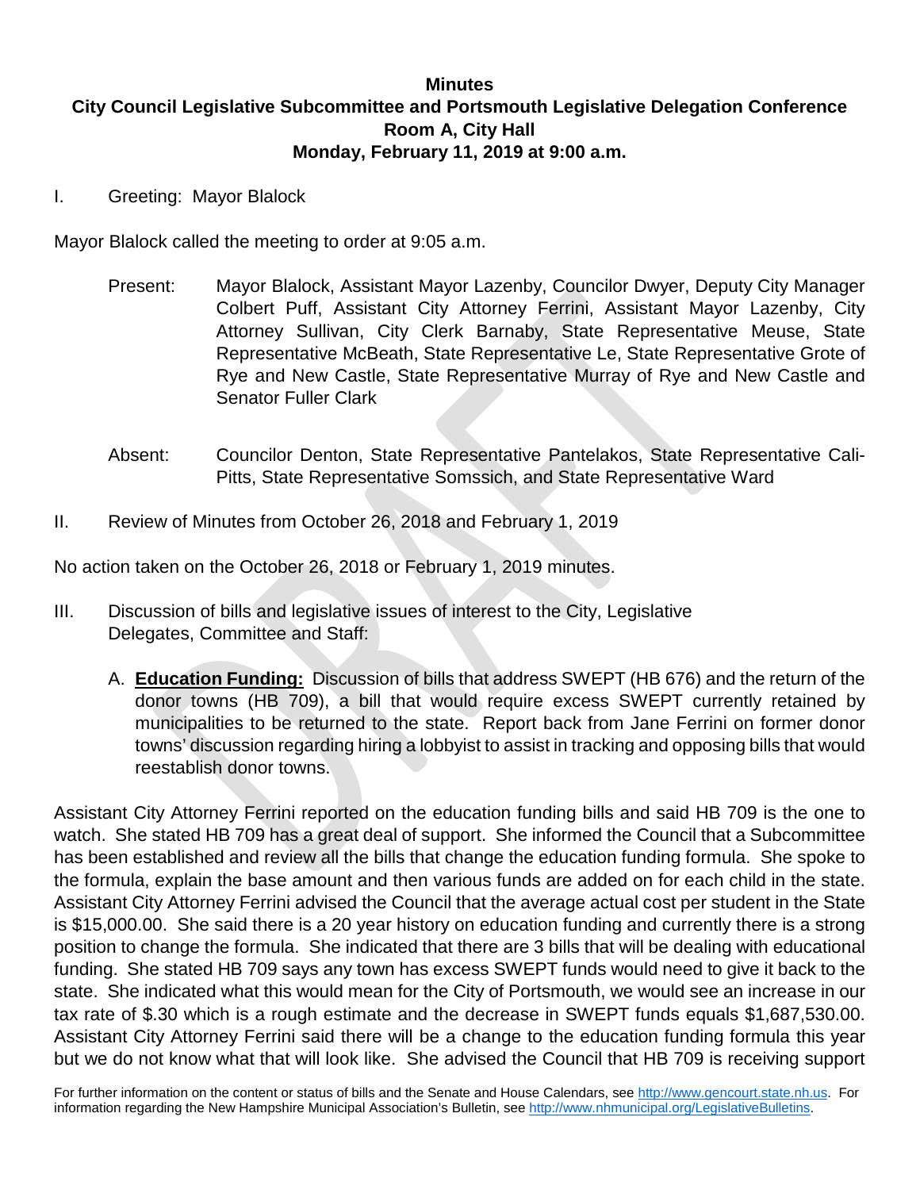# Minutes

## City Council Legislative Subcommittee and Portsmouth Legislative Delegation Conference
## Room A, City Hall
## Monday, February 11, 2019 at 9:00 a.m.

I. Greeting: Mayor Blalock

Mayor Blalock called the meeting to order at 9:05 a.m.

Present: Mayor Blalock, Assistant Mayor Lazenby, Councilor Dwyer, Deputy City Manager Colbert Puff, Assistant City Attorney Ferrini, Assistant Mayor Lazenby, City Attorney Sullivan, City Clerk Barnaby, State Representative Meuse, State Representative McBeath, State Representative Le, State Representative Grote of Rye and New Castle, State Representative Murray of Rye and New Castle and Senator Fuller Clark

Absent: Councilor Denton, State Representative Pantelakos, State Representative Cali-Pitts, State Representative Somssich, and State Representative Ward

II. Review of Minutes from October 26, 2018 and February 1, 2019

No action taken on the October 26, 2018 or February 1, 2019 minutes.

III. Discussion of bills and legislative issues of interest to the City, Legislative Delegates, Committee and Staff:

A. **Education Funding:** Discussion of bills that address SWEPT (HB 676) and the return of the donor towns (HB 709), a bill that would require excess SWEPT currently retained by municipalities to be returned to the state. Report back from Jane Ferrini on former donor towns' discussion regarding hiring a lobbyist to assist in tracking and opposing bills that would reestablish donor towns.

Assistant City Attorney Ferrini reported on the education funding bills and said HB 709 is the one to watch. She stated HB 709 has a great deal of support. She informed the Council that a Subcommittee has been established and review all the bills that change the education funding formula. She spoke to the formula, explain the base amount and then various funds are added on for each child in the state. Assistant City Attorney Ferrini advised the Council that the average actual cost per student in the State is $15,000.00. She said there is a 20 year history on education funding and currently there is a strong position to change the formula. She indicated that there are 3 bills that will be dealing with educational funding. She stated HB 709 says any town has excess SWEPT funds would need to give it back to the state. She indicated what this would mean for the City of Portsmouth, we would see an increase in our tax rate of $.30 which is a rough estimate and the decrease in SWEPT funds equals $1,687,530.00. Assistant City Attorney Ferrini said there will be a change to the education funding formula this year but we do not know what that will look like. She advised the Council that HB 709 is receiving support

For further information on the content or status of bills and the Senate and House Calendars, see http://www.gencourt.state.nh.us. For information regarding the New Hampshire Municipal Association's Bulletin, see http://www.nhmunicipal.org/LegislativeBulletins.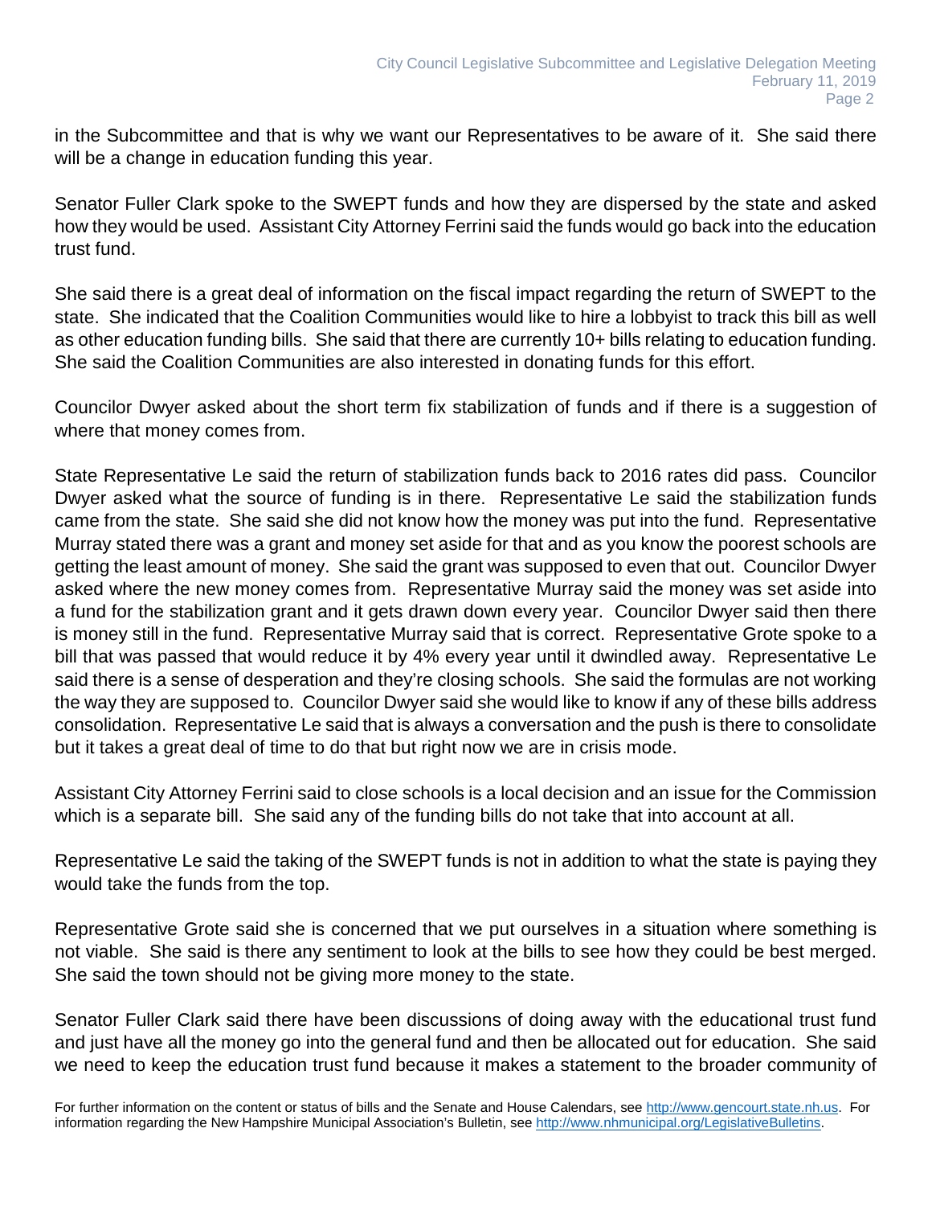in the Subcommittee and that is why we want our Representatives to be aware of it. She said there will be a change in education funding this year.

Senator Fuller Clark spoke to the SWEPT funds and how they are dispersed by the state and asked how they would be used. Assistant City Attorney Ferrini said the funds would go back into the education trust fund.

She said there is a great deal of information on the fiscal impact regarding the return of SWEPT to the state. She indicated that the Coalition Communities would like to hire a lobbyist to track this bill as well as other education funding bills. She said that there are currently 10+ bills relating to education funding. She said the Coalition Communities are also interested in donating funds for this effort.

Councilor Dwyer asked about the short term fix stabilization of funds and if there is a suggestion of where that money comes from.

State Representative Le said the return of stabilization funds back to 2016 rates did pass. Councilor Dwyer asked what the source of funding is in there. Representative Le said the stabilization funds came from the state. She said she did not know how the money was put into the fund. Representative Murray stated there was a grant and money set aside for that and as you know the poorest schools are getting the least amount of money. She said the grant was supposed to even that out. Councilor Dwyer asked where the new money comes from. Representative Murray said the money was set aside into a fund for the stabilization grant and it gets drawn down every year. Councilor Dwyer said then there is money still in the fund. Representative Murray said that is correct. Representative Grote spoke to a bill that was passed that would reduce it by 4% every year until it dwindled away. Representative Le said there is a sense of desperation and they're closing schools. She said the formulas are not working the way they are supposed to. Councilor Dwyer said she would like to know if any of these bills address consolidation. Representative Le said that is always a conversation and the push is there to consolidate but it takes a great deal of time to do that but right now we are in crisis mode.

Assistant City Attorney Ferrini said to close schools is a local decision and an issue for the Commission which is a separate bill. She said any of the funding bills do not take that into account at all.

Representative Le said the taking of the SWEPT funds is not in addition to what the state is paying they would take the funds from the top.

Representative Grote said she is concerned that we put ourselves in a situation where something is not viable. She said is there any sentiment to look at the bills to see how they could be best merged. She said the town should not be giving more money to the state.

Senator Fuller Clark said there have been discussions of doing away with the educational trust fund and just have all the money go into the general fund and then be allocated out for education. She said we need to keep the education trust fund because it makes a statement to the broader community of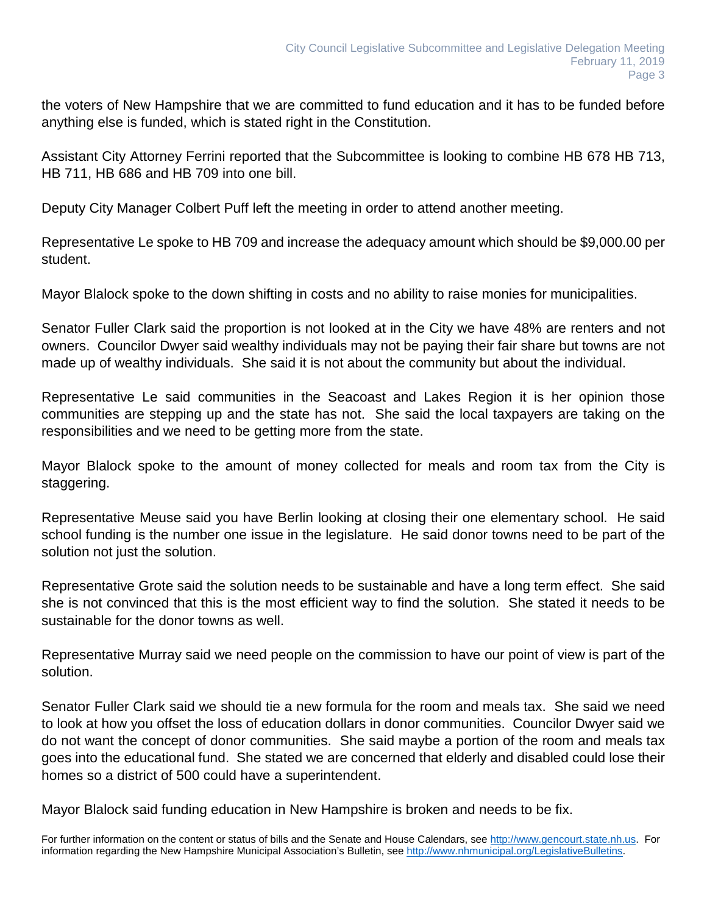the voters of New Hampshire that we are committed to fund education and it has to be funded before anything else is funded, which is stated right in the Constitution.

Assistant City Attorney Ferrini reported that the Subcommittee is looking to combine HB 678 HB 713, HB 711, HB 686 and HB 709 into one bill.

Deputy City Manager Colbert Puff left the meeting in order to attend another meeting.

Representative Le spoke to HB 709 and increase the adequacy amount which should be $9,000.00 per student.

Mayor Blalock spoke to the down shifting in costs and no ability to raise monies for municipalities.

Senator Fuller Clark said the proportion is not looked at in the City we have 48% are renters and not owners. Councilor Dwyer said wealthy individuals may not be paying their fair share but towns are not made up of wealthy individuals. She said it is not about the community but about the individual.

Representative Le said communities in the Seacoast and Lakes Region it is her opinion those communities are stepping up and the state has not. She said the local taxpayers are taking on the responsibilities and we need to be getting more from the state.

Mayor Blalock spoke to the amount of money collected for meals and room tax from the City is staggering.

Representative Meuse said you have Berlin looking at closing their one elementary school. He said school funding is the number one issue in the legislature. He said donor towns need to be part of the solution not just the solution.

Representative Grote said the solution needs to be sustainable and have a long term effect. She said she is not convinced that this is the most efficient way to find the solution. She stated it needs to be sustainable for the donor towns as well.

Representative Murray said we need people on the commission to have our point of view is part of the solution.

Senator Fuller Clark said we should tie a new formula for the room and meals tax. She said we need to look at how you offset the loss of education dollars in donor communities. Councilor Dwyer said we do not want the concept of donor communities. She said maybe a portion of the room and meals tax goes into the educational fund. She stated we are concerned that elderly and disabled could lose their homes so a district of 500 could have a superintendent.

Mayor Blalock said funding education in New Hampshire is broken and needs to be fix.

For further information on the content or status of bills and the Senate and House Calendars, see http://www.gencourt.state.nh.us. For information regarding the New Hampshire Municipal Association's Bulletin, see http://www.nhmunicipal.org/LegislativeBulletins.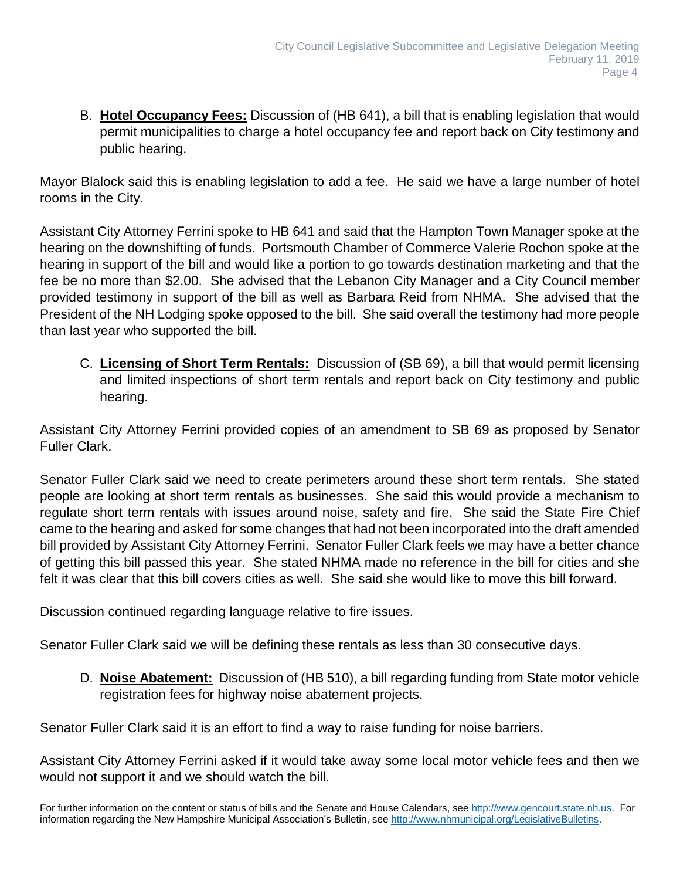B. **Hotel Occupancy Fees:** Discussion of (HB 641), a bill that is enabling legislation that would permit municipalities to charge a hotel occupancy fee and report back on City testimony and public hearing.

Mayor Blalock said this is enabling legislation to add a fee. He said we have a large number of hotel rooms in the City.

Assistant City Attorney Ferrini spoke to HB 641 and said that the Hampton Town Manager spoke at the hearing on the downshifting of funds. Portsmouth Chamber of Commerce Valerie Rochon spoke at the hearing in support of the bill and would like a portion to go towards destination marketing and that the fee be no more than $2.00. She advised that the Lebanon City Manager and a City Council member provided testimony in support of the bill as well as Barbara Reid from NHMA. She advised that the President of the NH Lodging spoke opposed to the bill. She said overall the testimony had more people than last year who supported the bill.

C. **Licensing of Short Term Rentals:** Discussion of (SB 69), a bill that would permit licensing and limited inspections of short term rentals and report back on City testimony and public hearing.

Assistant City Attorney Ferrini provided copies of an amendment to SB 69 as proposed by Senator Fuller Clark.

Senator Fuller Clark said we need to create perimeters around these short term rentals. She stated people are looking at short term rentals as businesses. She said this would provide a mechanism to regulate short term rentals with issues around noise, safety and fire. She said the State Fire Chief came to the hearing and asked for some changes that had not been incorporated into the draft amended bill provided by Assistant City Attorney Ferrini. Senator Fuller Clark feels we may have a better chance of getting this bill passed this year. She stated NHMA made no reference in the bill for cities and she felt it was clear that this bill covers cities as well. She said she would like to move this bill forward.

Discussion continued regarding language relative to fire issues.

Senator Fuller Clark said we will be defining these rentals as less than 30 consecutive days.

D. **Noise Abatement:** Discussion of (HB 510), a bill regarding funding from State motor vehicle registration fees for highway noise abatement projects.

Senator Fuller Clark said it is an effort to find a way to raise funding for noise barriers.

Assistant City Attorney Ferrini asked if it would take away some local motor vehicle fees and then we would not support it and we should watch the bill.

For further information on the content or status of bills and the Senate and House Calendars, see http://www.gencourt.state.nh.us. For information regarding the New Hampshire Municipal Association's Bulletin, see http://www.nhmunicipal.org/LegislativeBulletins.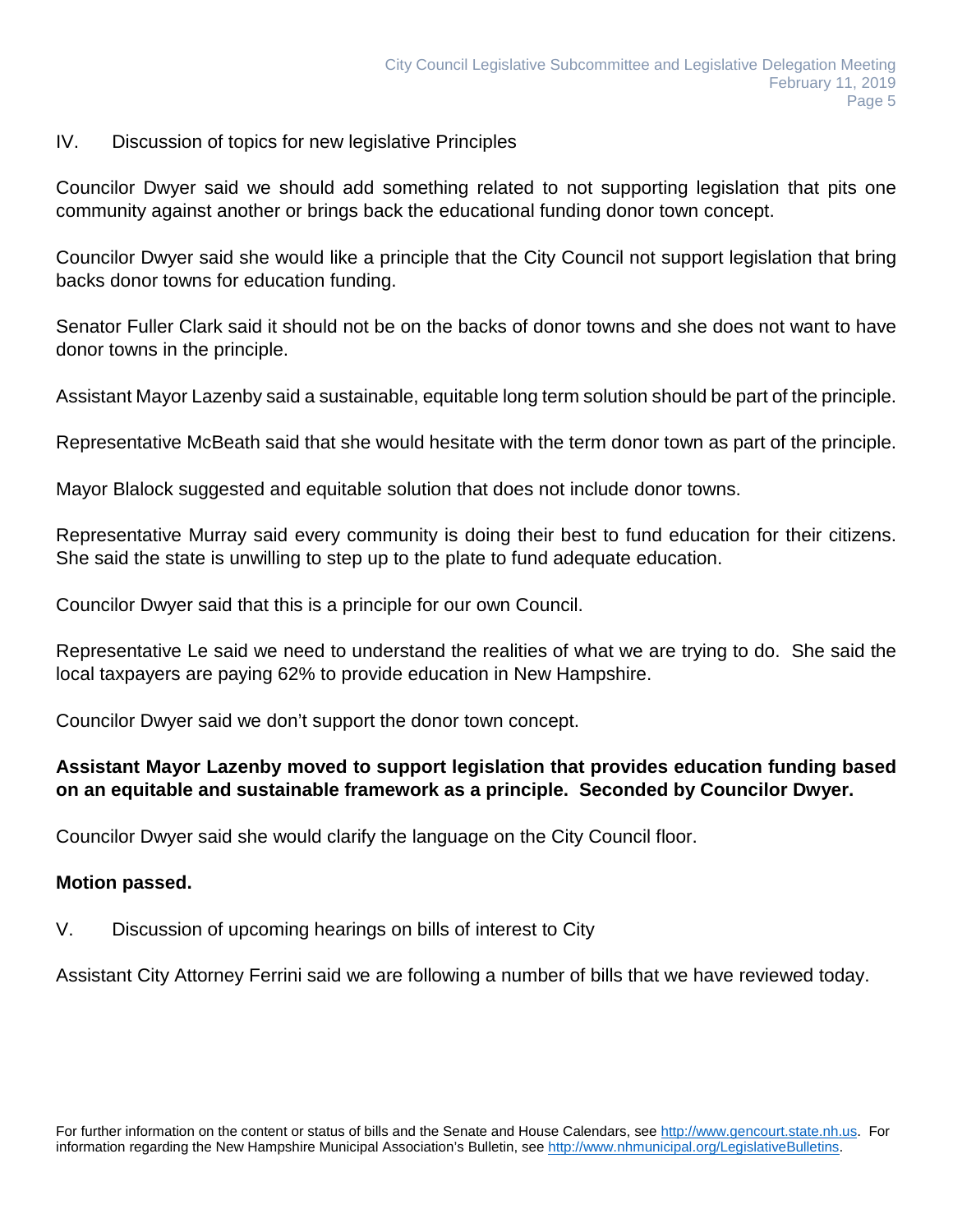IV. Discussion of topics for new legislative Principles

Councilor Dwyer said we should add something related to not supporting legislation that pits one community against another or brings back the educational funding donor town concept.

Councilor Dwyer said she would like a principle that the City Council not support legislation that bring backs donor towns for education funding.

Senator Fuller Clark said it should not be on the backs of donor towns and she does not want to have donor towns in the principle.

Assistant Mayor Lazenby said a sustainable, equitable long term solution should be part of the principle.

Representative McBeath said that she would hesitate with the term donor town as part of the principle.

Mayor Blalock suggested and equitable solution that does not include donor towns.

Representative Murray said every community is doing their best to fund education for their citizens. She said the state is unwilling to step up to the plate to fund adequate education.

Councilor Dwyer said that this is a principle for our own Council.

Representative Le said we need to understand the realities of what we are trying to do. She said the local taxpayers are paying 62% to provide education in New Hampshire.

Councilor Dwyer said we don't support the donor town concept.

**Assistant Mayor Lazenby moved to support legislation that provides education funding based on an equitable and sustainable framework as a principle. Seconded by Councilor Dwyer.**

Councilor Dwyer said she would clarify the language on the City Council floor.

**Motion passed.**

V. Discussion of upcoming hearings on bills of interest to City

Assistant City Attorney Ferrini said we are following a number of bills that we have reviewed today.

For further information on the content or status of bills and the Senate and House Calendars, see http://www.gencourt.state.nh.us. For information regarding the New Hampshire Municipal Association's Bulletin, see http://www.nhmunicipal.org/LegislativeBulletins.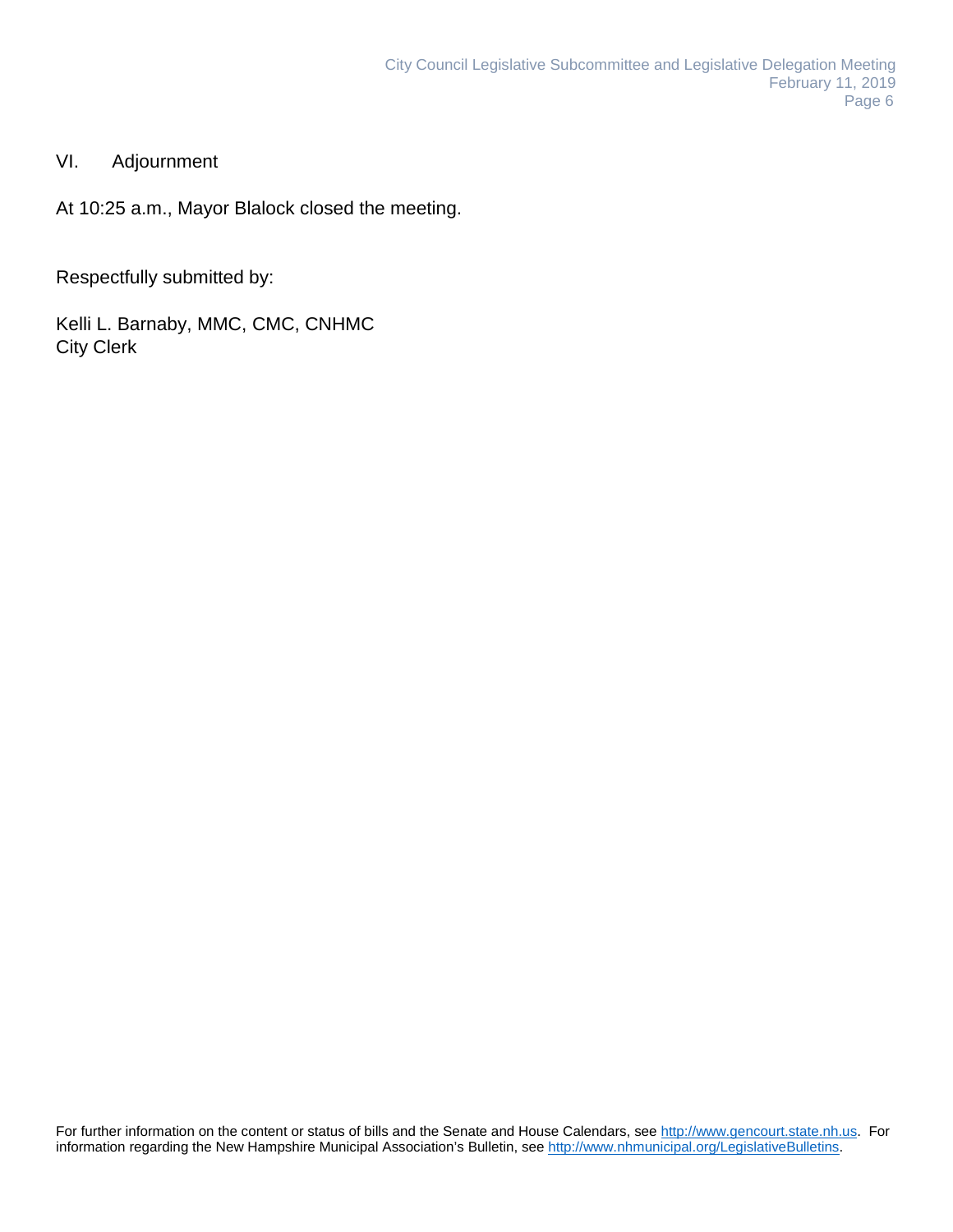## VI. Adjournment

At 10:25 a.m., Mayor Blalock closed the meeting.

Respectfully submitted by:

Kelli L. Barnaby, MMC, CMC, CNHMC
City Clerk

For further information on the content or status of bills and the Senate and House Calendars, see http://www.gencourt.state.nh.us. For information regarding the New Hampshire Municipal Association's Bulletin, see http://www.nhmunicipal.org/LegislativeBulletins.